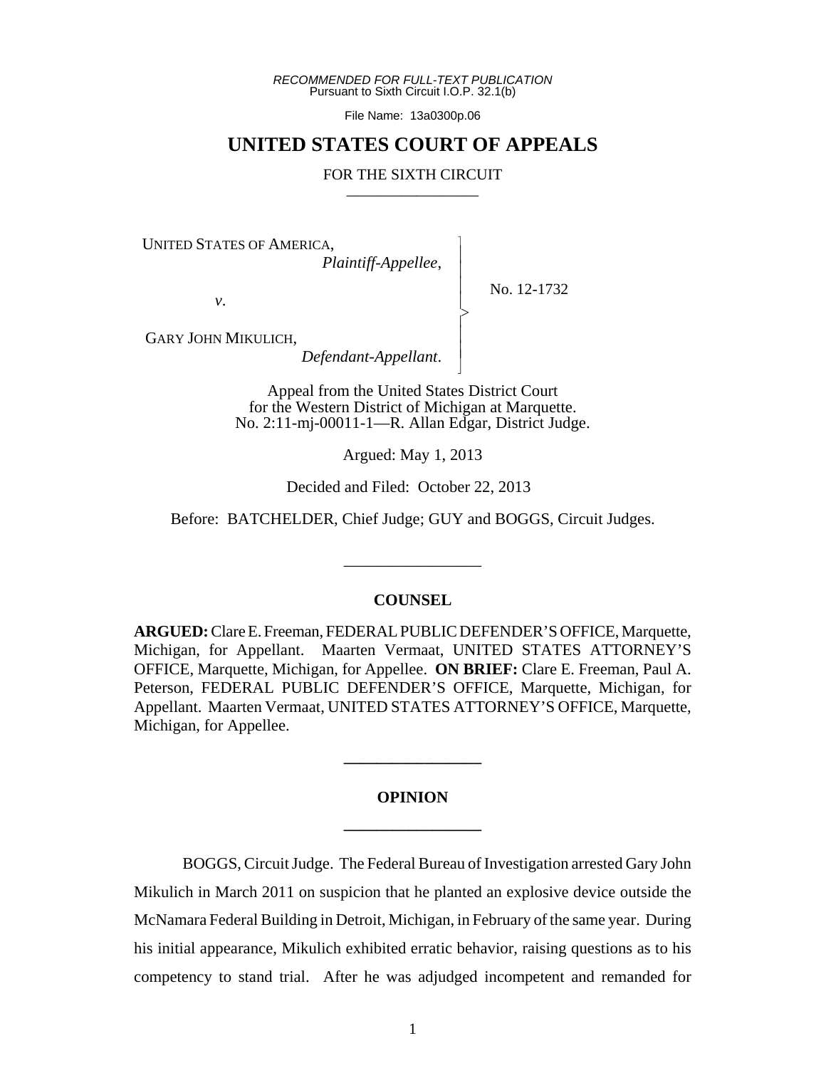*RECOMMENDED FOR FULL-TEXT PUBLICATION*
Pursuant to Sixth Circuit I.O.P. 32.1(b)

File Name: 13a0300p.06

# UNITED STATES COURT OF APPEALS

FOR THE SIXTH CIRCUIT

UNITED STATES OF AMERICA,
*Plaintiff-Appellee*,

*v*.

GARY JOHN MIKULICH,
*Defendant-Appellant*.

No. 12-1732

Appeal from the United States District Court
for the Western District of Michigan at Marquette.
No. 2:11-mj-00011-1—R. Allan Edgar, District Judge.

Argued: May 1, 2013

Decided and Filed: October 22, 2013

Before: BATCHELDER, Chief Judge; GUY and BOGGS, Circuit Judges.

## COUNSEL

**ARGUED:** Clare E. Freeman, FEDERAL PUBLIC DEFENDER'S OFFICE, Marquette, Michigan, for Appellant. Maarten Vermaat, UNITED STATES ATTORNEY'S OFFICE, Marquette, Michigan, for Appellee. **ON BRIEF:** Clare E. Freeman, Paul A. Peterson, FEDERAL PUBLIC DEFENDER'S OFFICE, Marquette, Michigan, for Appellant. Maarten Vermaat, UNITED STATES ATTORNEY'S OFFICE, Marquette, Michigan, for Appellee.

## OPINION

BOGGS, Circuit Judge. The Federal Bureau of Investigation arrested Gary John Mikulich in March 2011 on suspicion that he planted an explosive device outside the McNamara Federal Building in Detroit, Michigan, in February of the same year. During his initial appearance, Mikulich exhibited erratic behavior, raising questions as to his competency to stand trial. After he was adjudged incompetent and remanded for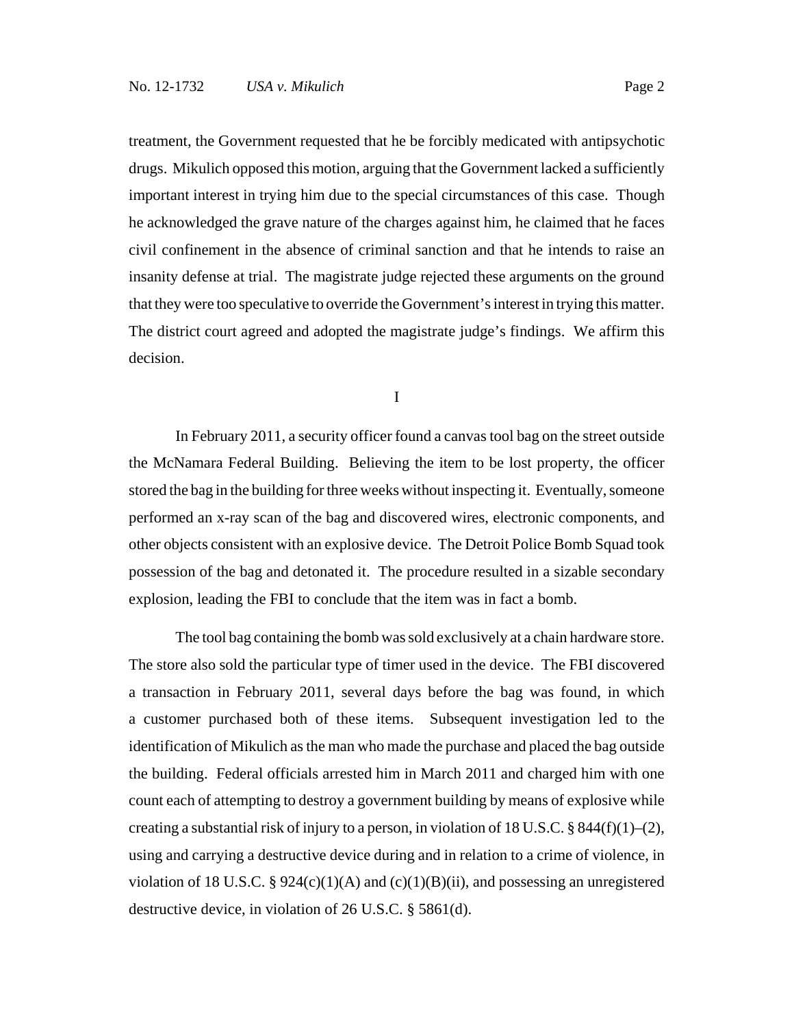treatment, the Government requested that he be forcibly medicated with antipsychotic drugs. Mikulich opposed this motion, arguing that the Government lacked a sufficiently important interest in trying him due to the special circumstances of this case. Though he acknowledged the grave nature of the charges against him, he claimed that he faces civil confinement in the absence of criminal sanction and that he intends to raise an insanity defense at trial. The magistrate judge rejected these arguments on the ground that they were too speculative to override the Government's interest in trying this matter. The district court agreed and adopted the magistrate judge's findings. We affirm this decision.

## I

In February 2011, a security officer found a canvas tool bag on the street outside the McNamara Federal Building. Believing the item to be lost property, the officer stored the bag in the building for three weeks without inspecting it. Eventually, someone performed an x-ray scan of the bag and discovered wires, electronic components, and other objects consistent with an explosive device. The Detroit Police Bomb Squad took possession of the bag and detonated it. The procedure resulted in a sizable secondary explosion, leading the FBI to conclude that the item was in fact a bomb.

The tool bag containing the bomb was sold exclusively at a chain hardware store. The store also sold the particular type of timer used in the device. The FBI discovered a transaction in February 2011, several days before the bag was found, in which a customer purchased both of these items. Subsequent investigation led to the identification of Mikulich as the man who made the purchase and placed the bag outside the building. Federal officials arrested him in March 2011 and charged him with one count each of attempting to destroy a government building by means of explosive while creating a substantial risk of injury to a person, in violation of 18 U.S.C. § 844(f)(1)–(2), using and carrying a destructive device during and in relation to a crime of violence, in violation of 18 U.S.C. § 924(c)(1)(A) and (c)(1)(B)(ii), and possessing an unregistered destructive device, in violation of 26 U.S.C. § 5861(d).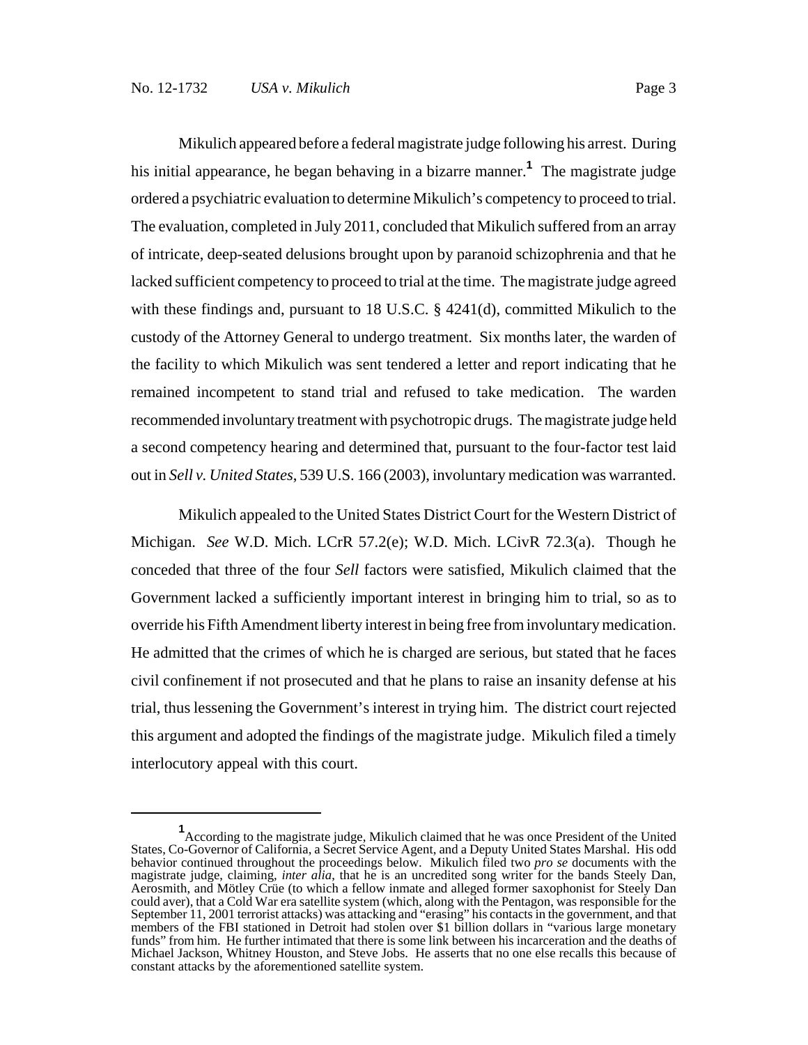Mikulich appeared before a federal magistrate judge following his arrest. During his initial appearance, he began behaving in a bizarre manner.[1] The magistrate judge ordered a psychiatric evaluation to determine Mikulich's competency to proceed to trial. The evaluation, completed in July 2011, concluded that Mikulich suffered from an array of intricate, deep-seated delusions brought upon by paranoid schizophrenia and that he lacked sufficient competency to proceed to trial at the time. The magistrate judge agreed with these findings and, pursuant to 18 U.S.C. § 4241(d), committed Mikulich to the custody of the Attorney General to undergo treatment. Six months later, the warden of the facility to which Mikulich was sent tendered a letter and report indicating that he remained incompetent to stand trial and refused to take medication. The warden recommended involuntary treatment with psychotropic drugs. The magistrate judge held a second competency hearing and determined that, pursuant to the four-factor test laid out in *Sell v. United States*, 539 U.S. 166 (2003), involuntary medication was warranted.

Mikulich appealed to the United States District Court for the Western District of Michigan. *See* W.D. Mich. LCrR 57.2(e); W.D. Mich. LCivR 72.3(a). Though he conceded that three of the four *Sell* factors were satisfied, Mikulich claimed that the Government lacked a sufficiently important interest in bringing him to trial, so as to override his Fifth Amendment liberty interest in being free from involuntary medication. He admitted that the crimes of which he is charged are serious, but stated that he faces civil confinement if not prosecuted and that he plans to raise an insanity defense at his trial, thus lessening the Government's interest in trying him. The district court rejected this argument and adopted the findings of the magistrate judge. Mikulich filed a timely interlocutory appeal with this court.

---

[1] According to the magistrate judge, Mikulich claimed that he was once President of the United States, Co-Governor of California, a Secret Service Agent, and a Deputy United States Marshal. His odd behavior continued throughout the proceedings below. Mikulich filed two *pro se* documents with the magistrate judge, claiming, *inter alia*, that he is an uncredited song writer for the bands Steely Dan, Aerosmith, and Mötley Crüe (to which a fellow inmate and alleged former saxophonist for Steely Dan could aver), that a Cold War era satellite system (which, along with the Pentagon, was responsible for the September 11, 2001 terrorist attacks) was attacking and "erasing" his contacts in the government, and that members of the FBI stationed in Detroit had stolen over $1 billion dollars in "various large monetary funds" from him. He further intimated that there is some link between his incarceration and the deaths of Michael Jackson, Whitney Houston, and Steve Jobs. He asserts that no one else recalls this because of constant attacks by the aforementioned satellite system.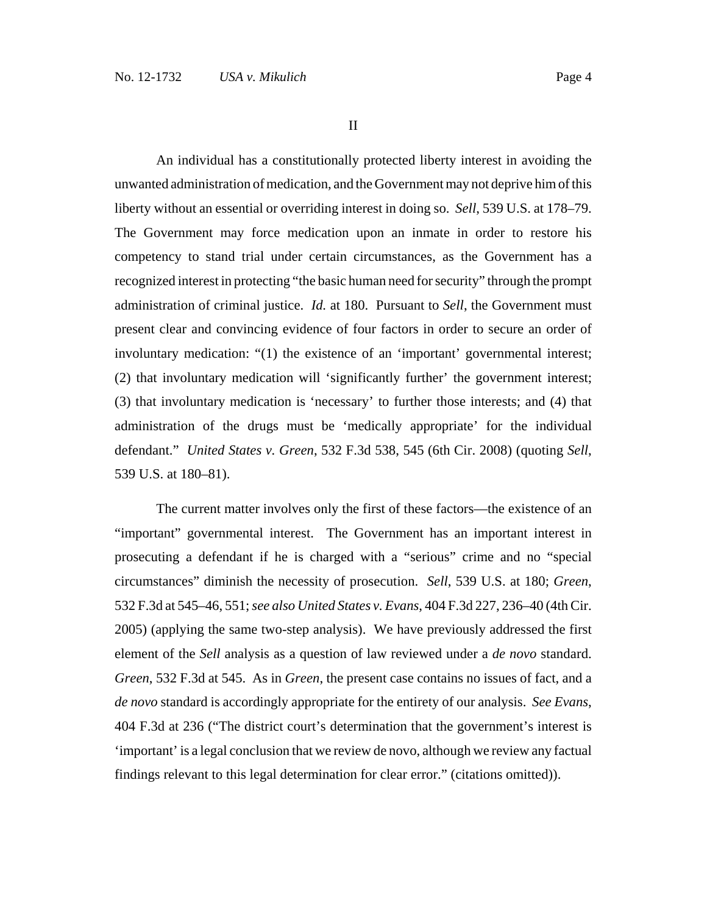## II

An individual has a constitutionally protected liberty interest in avoiding the unwanted administration of medication, and the Government may not deprive him of this liberty without an essential or overriding interest in doing so. *Sell*, 539 U.S. at 178–79. The Government may force medication upon an inmate in order to restore his competency to stand trial under certain circumstances, as the Government has a recognized interest in protecting "the basic human need for security" through the prompt administration of criminal justice. *Id.* at 180. Pursuant to *Sell*, the Government must present clear and convincing evidence of four factors in order to secure an order of involuntary medication: "(1) the existence of an 'important' governmental interest; (2) that involuntary medication will 'significantly further' the government interest; (3) that involuntary medication is 'necessary' to further those interests; and (4) that administration of the drugs must be 'medically appropriate' for the individual defendant." *United States v. Green*, 532 F.3d 538, 545 (6th Cir. 2008) (quoting *Sell*, 539 U.S. at 180–81).

The current matter involves only the first of these factors—the existence of an "important" governmental interest. The Government has an important interest in prosecuting a defendant if he is charged with a "serious" crime and no "special circumstances" diminish the necessity of prosecution. *Sell*, 539 U.S. at 180; *Green*, 532 F.3d at 545–46, 551; *see also United States v. Evans*, 404 F.3d 227, 236–40 (4th Cir. 2005) (applying the same two-step analysis). We have previously addressed the first element of the *Sell* analysis as a question of law reviewed under a *de novo* standard. *Green,* 532 F.3d at 545. As in *Green,* the present case contains no issues of fact, and a *de novo* standard is accordingly appropriate for the entirety of our analysis. *See Evans*, 404 F.3d at 236 ("The district court's determination that the government's interest is 'important' is a legal conclusion that we review de novo, although we review any factual findings relevant to this legal determination for clear error." (citations omitted)).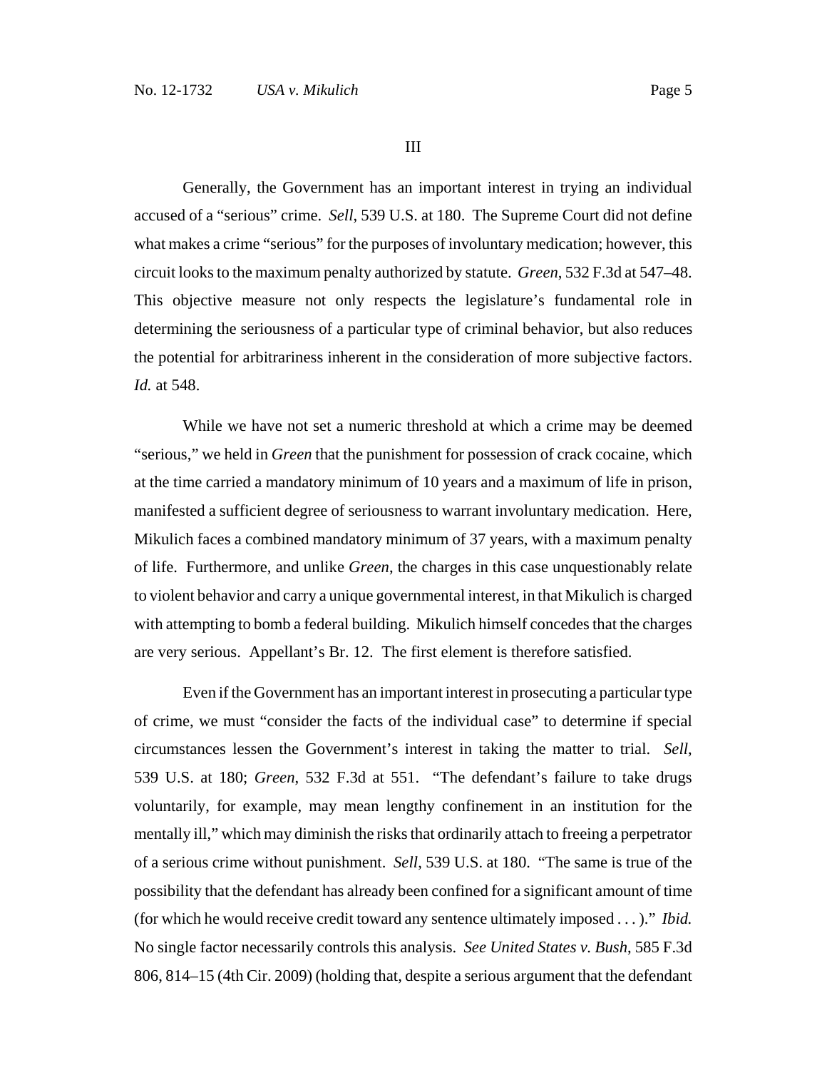III

Generally, the Government has an important interest in trying an individual accused of a "serious" crime. *Sell*, 539 U.S. at 180. The Supreme Court did not define what makes a crime "serious" for the purposes of involuntary medication; however, this circuit looks to the maximum penalty authorized by statute. *Green*, 532 F.3d at 547–48. This objective measure not only respects the legislature's fundamental role in determining the seriousness of a particular type of criminal behavior, but also reduces the potential for arbitrariness inherent in the consideration of more subjective factors. *Id.* at 548.

While we have not set a numeric threshold at which a crime may be deemed "serious," we held in *Green* that the punishment for possession of crack cocaine, which at the time carried a mandatory minimum of 10 years and a maximum of life in prison, manifested a sufficient degree of seriousness to warrant involuntary medication. Here, Mikulich faces a combined mandatory minimum of 37 years, with a maximum penalty of life. Furthermore, and unlike *Green*, the charges in this case unquestionably relate to violent behavior and carry a unique governmental interest, in that Mikulich is charged with attempting to bomb a federal building. Mikulich himself concedes that the charges are very serious. Appellant's Br. 12. The first element is therefore satisfied.

Even if the Government has an important interest in prosecuting a particular type of crime, we must "consider the facts of the individual case" to determine if special circumstances lessen the Government's interest in taking the matter to trial. *Sell*, 539 U.S. at 180; *Green*, 532 F.3d at 551. "The defendant's failure to take drugs voluntarily, for example, may mean lengthy confinement in an institution for the mentally ill," which may diminish the risks that ordinarily attach to freeing a perpetrator of a serious crime without punishment. *Sell*, 539 U.S. at 180. "The same is true of the possibility that the defendant has already been confined for a significant amount of time (for which he would receive credit toward any sentence ultimately imposed . . . )." *Ibid.* No single factor necessarily controls this analysis. *See United States v. Bush*, 585 F.3d 806, 814–15 (4th Cir. 2009) (holding that, despite a serious argument that the defendant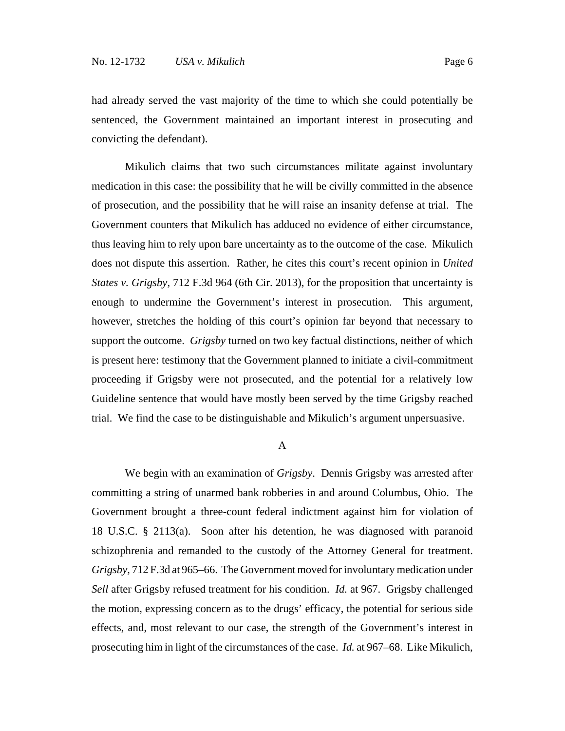had already served the vast majority of the time to which she could potentially be sentenced, the Government maintained an important interest in prosecuting and convicting the defendant).

Mikulich claims that two such circumstances militate against involuntary medication in this case: the possibility that he will be civilly committed in the absence of prosecution, and the possibility that he will raise an insanity defense at trial. The Government counters that Mikulich has adduced no evidence of either circumstance, thus leaving him to rely upon bare uncertainty as to the outcome of the case. Mikulich does not dispute this assertion. Rather, he cites this court's recent opinion in *United States v. Grigsby*, 712 F.3d 964 (6th Cir. 2013), for the proposition that uncertainty is enough to undermine the Government's interest in prosecution. This argument, however, stretches the holding of this court's opinion far beyond that necessary to support the outcome. *Grigsby* turned on two key factual distinctions, neither of which is present here: testimony that the Government planned to initiate a civil-commitment proceeding if Grigsby were not prosecuted, and the potential for a relatively low Guideline sentence that would have mostly been served by the time Grigsby reached trial. We find the case to be distinguishable and Mikulich's argument unpersuasive.

### A

We begin with an examination of *Grigsby*. Dennis Grigsby was arrested after committing a string of unarmed bank robberies in and around Columbus, Ohio. The Government brought a three-count federal indictment against him for violation of 18 U.S.C. § 2113(a). Soon after his detention, he was diagnosed with paranoid schizophrenia and remanded to the custody of the Attorney General for treatment. *Grigsby*, 712 F.3d at 965–66. The Government moved for involuntary medication under *Sell* after Grigsby refused treatment for his condition. *Id.* at 967. Grigsby challenged the motion, expressing concern as to the drugs' efficacy, the potential for serious side effects, and, most relevant to our case, the strength of the Government's interest in prosecuting him in light of the circumstances of the case. *Id.* at 967–68. Like Mikulich,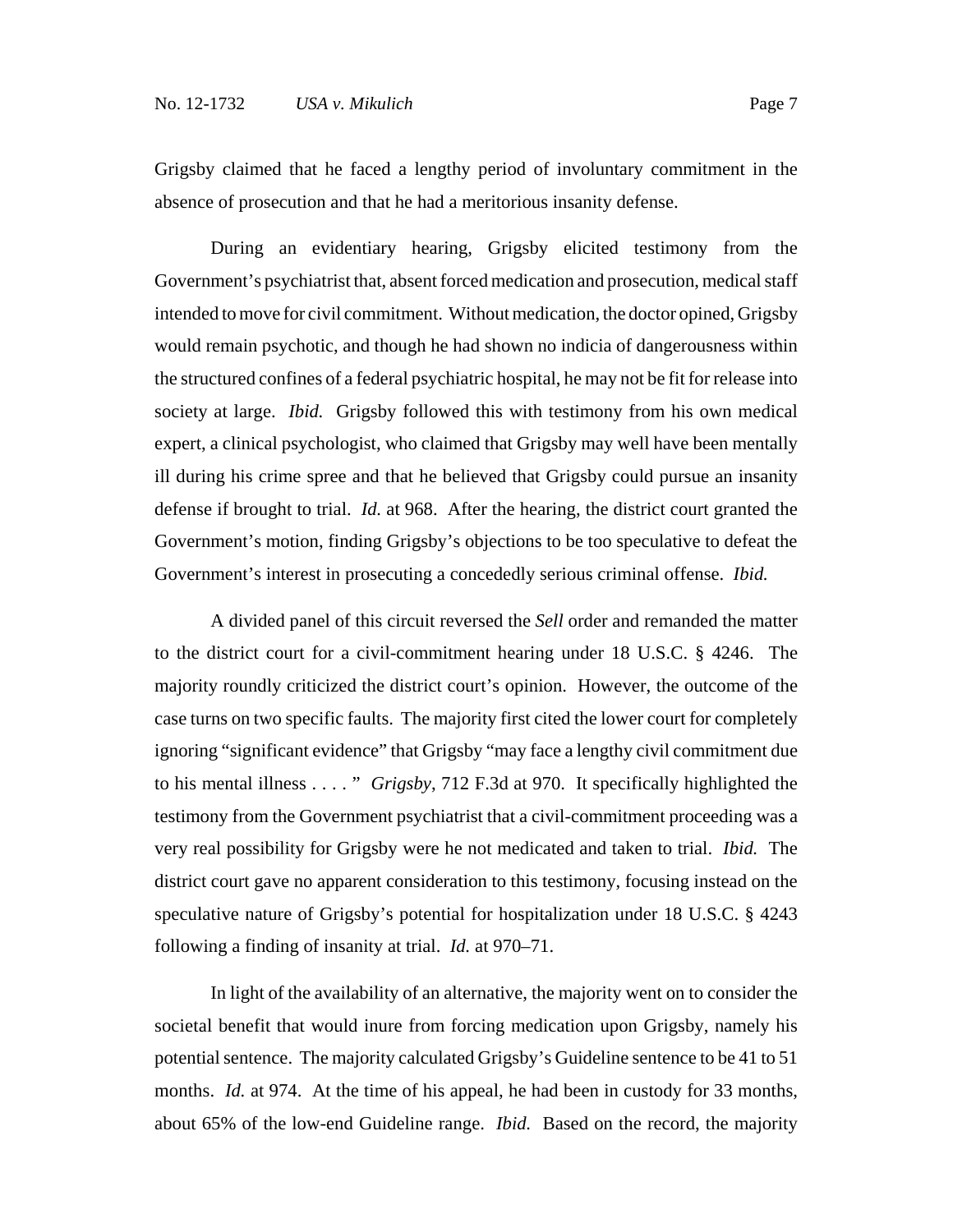Grigsby claimed that he faced a lengthy period of involuntary commitment in the absence of prosecution and that he had a meritorious insanity defense.

During an evidentiary hearing, Grigsby elicited testimony from the Government's psychiatrist that, absent forced medication and prosecution, medical staff intended to move for civil commitment. Without medication, the doctor opined, Grigsby would remain psychotic, and though he had shown no indicia of dangerousness within the structured confines of a federal psychiatric hospital, he may not be fit for release into society at large. *Ibid.* Grigsby followed this with testimony from his own medical expert, a clinical psychologist, who claimed that Grigsby may well have been mentally ill during his crime spree and that he believed that Grigsby could pursue an insanity defense if brought to trial. *Id.* at 968. After the hearing, the district court granted the Government's motion, finding Grigsby's objections to be too speculative to defeat the Government's interest in prosecuting a concededly serious criminal offense. *Ibid.*

A divided panel of this circuit reversed the *Sell* order and remanded the matter to the district court for a civil-commitment hearing under 18 U.S.C. § 4246. The majority roundly criticized the district court's opinion. However, the outcome of the case turns on two specific faults. The majority first cited the lower court for completely ignoring "significant evidence" that Grigsby "may face a lengthy civil commitment due to his mental illness . . . . " *Grigsby*, 712 F.3d at 970. It specifically highlighted the testimony from the Government psychiatrist that a civil-commitment proceeding was a very real possibility for Grigsby were he not medicated and taken to trial. *Ibid.* The district court gave no apparent consideration to this testimony, focusing instead on the speculative nature of Grigsby's potential for hospitalization under 18 U.S.C. § 4243 following a finding of insanity at trial. *Id.* at 970–71.

In light of the availability of an alternative, the majority went on to consider the societal benefit that would inure from forcing medication upon Grigsby, namely his potential sentence. The majority calculated Grigsby's Guideline sentence to be 41 to 51 months. *Id.* at 974. At the time of his appeal, he had been in custody for 33 months, about 65% of the low-end Guideline range. *Ibid.* Based on the record, the majority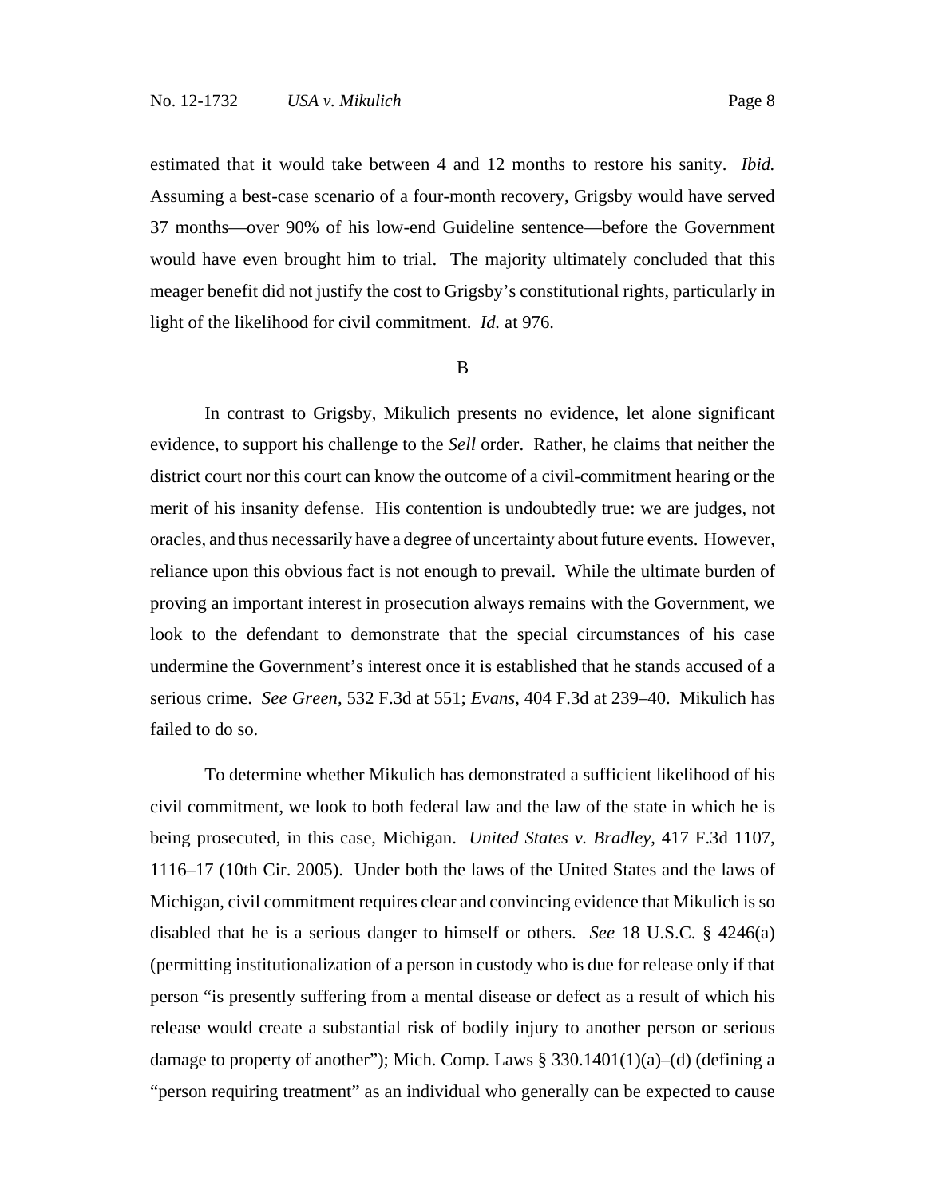estimated that it would take between 4 and 12 months to restore his sanity. *Ibid.* Assuming a best-case scenario of a four-month recovery, Grigsby would have served 37 months—over 90% of his low-end Guideline sentence—before the Government would have even brought him to trial. The majority ultimately concluded that this meager benefit did not justify the cost to Grigsby's constitutional rights, particularly in light of the likelihood for civil commitment. *Id.* at 976.

B

In contrast to Grigsby, Mikulich presents no evidence, let alone significant evidence, to support his challenge to the *Sell* order. Rather, he claims that neither the district court nor this court can know the outcome of a civil-commitment hearing or the merit of his insanity defense. His contention is undoubtedly true: we are judges, not oracles, and thus necessarily have a degree of uncertainty about future events. However, reliance upon this obvious fact is not enough to prevail. While the ultimate burden of proving an important interest in prosecution always remains with the Government, we look to the defendant to demonstrate that the special circumstances of his case undermine the Government's interest once it is established that he stands accused of a serious crime. *See Green*, 532 F.3d at 551; *Evans*, 404 F.3d at 239–40. Mikulich has failed to do so.

To determine whether Mikulich has demonstrated a sufficient likelihood of his civil commitment, we look to both federal law and the law of the state in which he is being prosecuted, in this case, Michigan. *United States v. Bradley*, 417 F.3d 1107, 1116–17 (10th Cir. 2005). Under both the laws of the United States and the laws of Michigan, civil commitment requires clear and convincing evidence that Mikulich is so disabled that he is a serious danger to himself or others. *See* 18 U.S.C. § 4246(a) (permitting institutionalization of a person in custody who is due for release only if that person "is presently suffering from a mental disease or defect as a result of which his release would create a substantial risk of bodily injury to another person or serious damage to property of another"); Mich. Comp. Laws § 330.1401(1)(a)–(d) (defining a "person requiring treatment" as an individual who generally can be expected to cause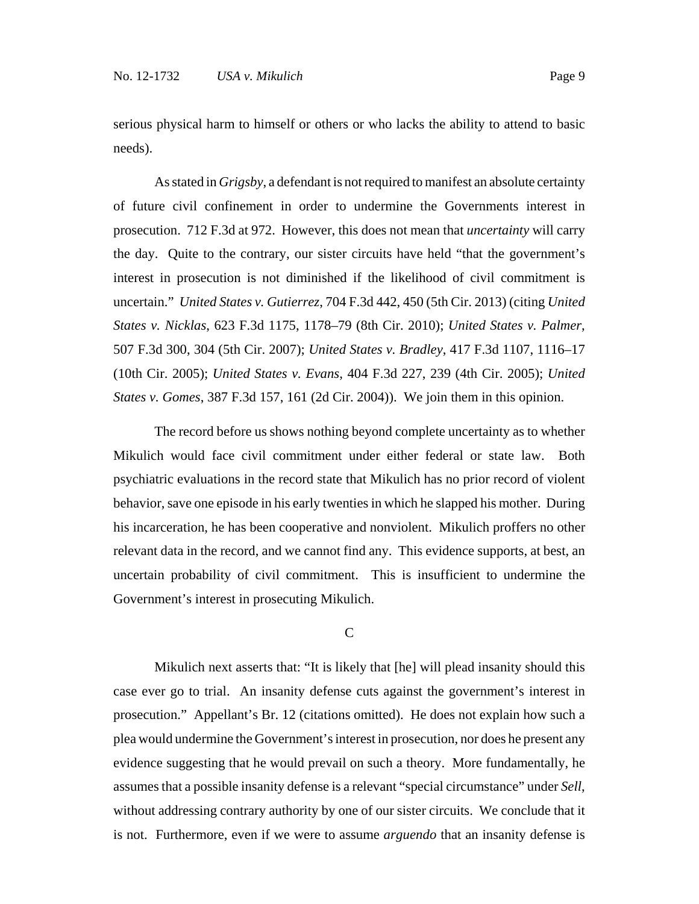serious physical harm to himself or others or who lacks the ability to attend to basic needs).

As stated in *Grigsby*, a defendant is not required to manifest an absolute certainty of future civil confinement in order to undermine the Governments interest in prosecution. 712 F.3d at 972. However, this does not mean that *uncertainty* will carry the day. Quite to the contrary, our sister circuits have held "that the government's interest in prosecution is not diminished if the likelihood of civil commitment is uncertain." *United States v. Gutierrez*, 704 F.3d 442, 450 (5th Cir. 2013) (citing *United States v. Nicklas*, 623 F.3d 1175, 1178–79 (8th Cir. 2010); *United States v. Palmer*, 507 F.3d 300, 304 (5th Cir. 2007); *United States v. Bradley*, 417 F.3d 1107, 1116–17 (10th Cir. 2005); *United States v. Evans*, 404 F.3d 227, 239 (4th Cir. 2005); *United States v. Gomes*, 387 F.3d 157, 161 (2d Cir. 2004)). We join them in this opinion.

The record before us shows nothing beyond complete uncertainty as to whether Mikulich would face civil commitment under either federal or state law. Both psychiatric evaluations in the record state that Mikulich has no prior record of violent behavior, save one episode in his early twenties in which he slapped his mother. During his incarceration, he has been cooperative and nonviolent. Mikulich proffers no other relevant data in the record, and we cannot find any. This evidence supports, at best, an uncertain probability of civil commitment. This is insufficient to undermine the Government's interest in prosecuting Mikulich.

C

Mikulich next asserts that: "It is likely that [he] will plead insanity should this case ever go to trial. An insanity defense cuts against the government's interest in prosecution." Appellant's Br. 12 (citations omitted). He does not explain how such a plea would undermine the Government's interest in prosecution, nor does he present any evidence suggesting that he would prevail on such a theory. More fundamentally, he assumes that a possible insanity defense is a relevant "special circumstance" under *Sell*, without addressing contrary authority by one of our sister circuits. We conclude that it is not. Furthermore, even if we were to assume *arguendo* that an insanity defense is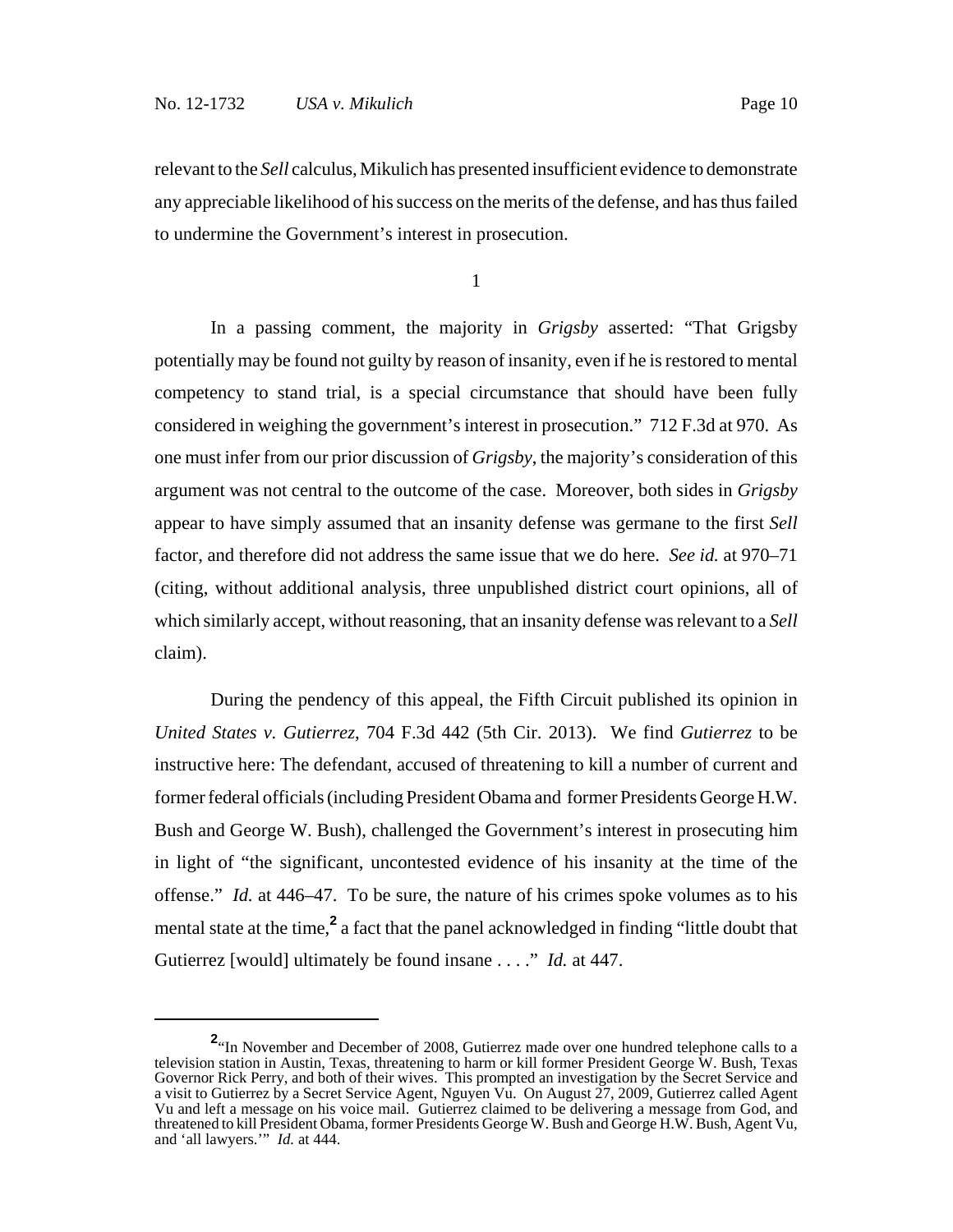relevant to the *Sell* calculus, Mikulich has presented insufficient evidence to demonstrate any appreciable likelihood of his success on the merits of the defense, and has thus failed to undermine the Government's interest in prosecution.

1

In a passing comment, the majority in *Grigsby* asserted: "That Grigsby potentially may be found not guilty by reason of insanity, even if he is restored to mental competency to stand trial, is a special circumstance that should have been fully considered in weighing the government's interest in prosecution." 712 F.3d at 970. As one must infer from our prior discussion of *Grigsby*, the majority's consideration of this argument was not central to the outcome of the case. Moreover, both sides in *Grigsby* appear to have simply assumed that an insanity defense was germane to the first *Sell* factor, and therefore did not address the same issue that we do here. *See id.* at 970–71 (citing, without additional analysis, three unpublished district court opinions, all of which similarly accept, without reasoning, that an insanity defense was relevant to a *Sell* claim).

During the pendency of this appeal, the Fifth Circuit published its opinion in *United States v. Gutierrez*, 704 F.3d 442 (5th Cir. 2013). We find *Gutierrez* to be instructive here: The defendant, accused of threatening to kill a number of current and former federal officials (including President Obama and former Presidents George H.W. Bush and George W. Bush), challenged the Government's interest in prosecuting him in light of "the significant, uncontested evidence of his insanity at the time of the offense." *Id.* at 446–47. To be sure, the nature of his crimes spoke volumes as to his mental state at the time,[2] a fact that the panel acknowledged in finding "little doubt that Gutierrez [would] ultimately be found insane . . . ." *Id.* at 447.

---

[2]"In November and December of 2008, Gutierrez made over one hundred telephone calls to a television station in Austin, Texas, threatening to harm or kill former President George W. Bush, Texas Governor Rick Perry, and both of their wives. This prompted an investigation by the Secret Service and a visit to Gutierrez by a Secret Service Agent, Nguyen Vu. On August 27, 2009, Gutierrez called Agent Vu and left a message on his voice mail. Gutierrez claimed to be delivering a message from God, and threatened to kill President Obama, former Presidents George W. Bush and George H.W. Bush, Agent Vu, and 'all lawyers.'" *Id.* at 444.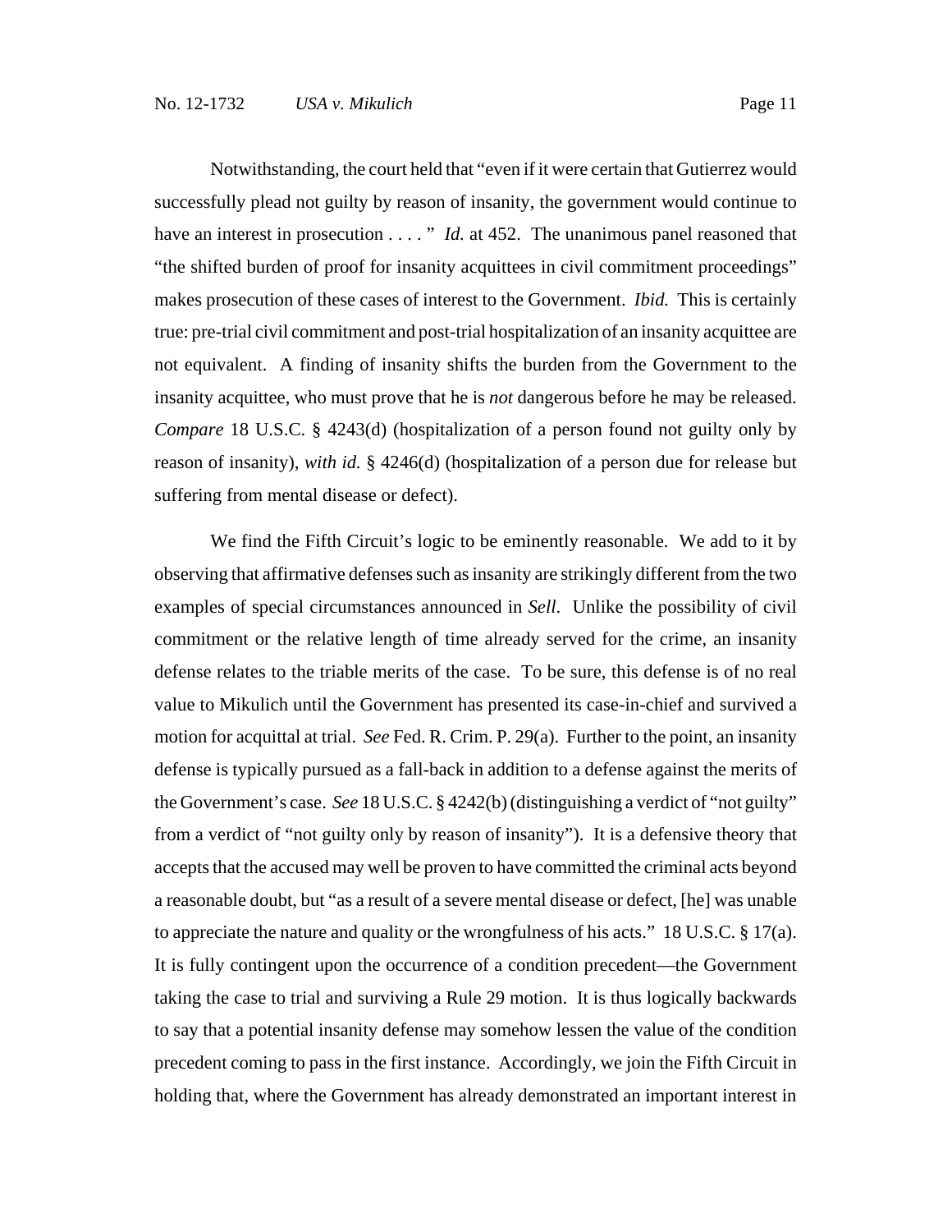Notwithstanding, the court held that "even if it were certain that Gutierrez would successfully plead not guilty by reason of insanity, the government would continue to have an interest in prosecution . . . . " *Id.* at 452. The unanimous panel reasoned that "the shifted burden of proof for insanity acquittees in civil commitment proceedings" makes prosecution of these cases of interest to the Government. *Ibid.* This is certainly true: pre-trial civil commitment and post-trial hospitalization of an insanity acquittee are not equivalent. A finding of insanity shifts the burden from the Government to the insanity acquittee, who must prove that he is *not* dangerous before he may be released. *Compare* 18 U.S.C. § 4243(d) (hospitalization of a person found not guilty only by reason of insanity), *with id.* § 4246(d) (hospitalization of a person due for release but suffering from mental disease or defect).

We find the Fifth Circuit's logic to be eminently reasonable. We add to it by observing that affirmative defenses such as insanity are strikingly different from the two examples of special circumstances announced in *Sell*. Unlike the possibility of civil commitment or the relative length of time already served for the crime, an insanity defense relates to the triable merits of the case. To be sure, this defense is of no real value to Mikulich until the Government has presented its case-in-chief and survived a motion for acquittal at trial. *See* Fed. R. Crim. P. 29(a). Further to the point, an insanity defense is typically pursued as a fall-back in addition to a defense against the merits of the Government's case. *See* 18 U.S.C. § 4242(b) (distinguishing a verdict of "not guilty" from a verdict of "not guilty only by reason of insanity"). It is a defensive theory that accepts that the accused may well be proven to have committed the criminal acts beyond a reasonable doubt, but "as a result of a severe mental disease or defect, [he] was unable to appreciate the nature and quality or the wrongfulness of his acts." 18 U.S.C. § 17(a). It is fully contingent upon the occurrence of a condition precedent—the Government taking the case to trial and surviving a Rule 29 motion. It is thus logically backwards to say that a potential insanity defense may somehow lessen the value of the condition precedent coming to pass in the first instance. Accordingly, we join the Fifth Circuit in holding that, where the Government has already demonstrated an important interest in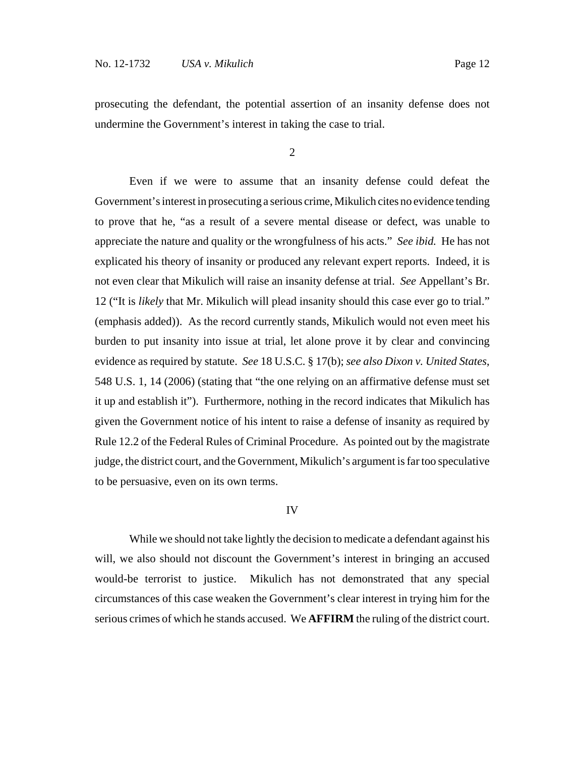prosecuting the defendant, the potential assertion of an insanity defense does not undermine the Government's interest in taking the case to trial.

2

Even if we were to assume that an insanity defense could defeat the Government's interest in prosecuting a serious crime, Mikulich cites no evidence tending to prove that he, "as a result of a severe mental disease or defect, was unable to appreciate the nature and quality or the wrongfulness of his acts." *See ibid.* He has not explicated his theory of insanity or produced any relevant expert reports. Indeed, it is not even clear that Mikulich will raise an insanity defense at trial. *See* Appellant's Br. 12 ("It is *likely* that Mr. Mikulich will plead insanity should this case ever go to trial." (emphasis added)). As the record currently stands, Mikulich would not even meet his burden to put insanity into issue at trial, let alone prove it by clear and convincing evidence as required by statute. *See* 18 U.S.C. § 17(b); *see also Dixon v. United States*, 548 U.S. 1, 14 (2006) (stating that "the one relying on an affirmative defense must set it up and establish it"). Furthermore, nothing in the record indicates that Mikulich has given the Government notice of his intent to raise a defense of insanity as required by Rule 12.2 of the Federal Rules of Criminal Procedure. As pointed out by the magistrate judge, the district court, and the Government, Mikulich's argument is far too speculative to be persuasive, even on its own terms.

IV

While we should not take lightly the decision to medicate a defendant against his will, we also should not discount the Government's interest in bringing an accused would-be terrorist to justice. Mikulich has not demonstrated that any special circumstances of this case weaken the Government's clear interest in trying him for the serious crimes of which he stands accused. We **AFFIRM** the ruling of the district court.